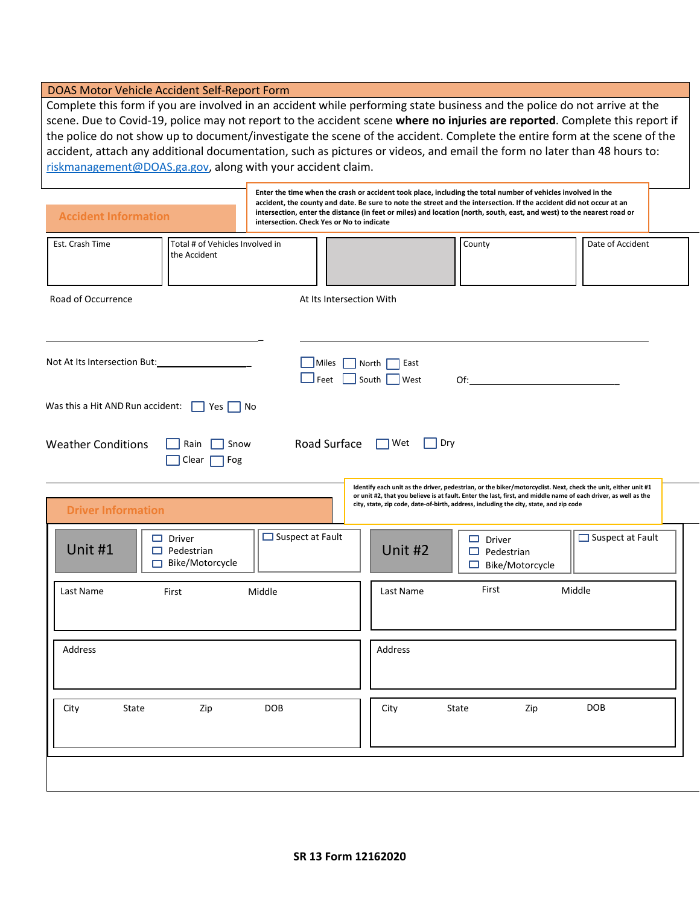## DOAS Motor Vehicle Accident Self-Report Form

Complete this form if you are involved in an accident while performing state business and the police do not arrive at the scene. Due to Covid-19, police may not report to the accident scene **where no injuries are reported**. Complete this report if the police do not show up to document/investigate the scene of the accident. Complete the entire form at the scene of the accident, attach any additional documentation, such as pictures or videos, and email the form no later than 48 hours to: riskmanagement@DOAS.ga.gov, along with your accident claim.

### Accident Information

**Enter the time when the crash or accident took place, including the total number of vehicles involved in the accident, the county and date. Be sure to note the street and the intersection. If the accident did not occur at an intersection, enter the distance (in feet or miles) and location (north, south, east, and west) to the nearest road or intersection. Check Yes or No to indicate**

| Est. Crash Time | Total # of Vehicles Involved in the Accident | | County | Date of Accident |
|---|---|---|---|---|
| | | | | |

Road of Occurrence ______________________ At Its Intersection With ______________________

Not At Its Intersection But: ______________ ☐ Miles ☐ Feet ☐ North ☐ South ☐ East ☐ West Of: ______________

Was this a Hit AND Run accident: ☐ Yes ☐ No

Weather Conditions ☐ Rain ☐ Snow ☐ Clear ☐ Fog

Road Surface ☐ Wet ☐ Dry

### Driver Information

**Identify each unit as the driver, pedestrian, or the biker/motorcyclist. Next, check the unit, either unit #1 or unit #2, that you believe is at fault. Enter the last, first, and middle name of each driver, as well as the city, state, zip code, date-of-birth, address, including the city, state, and zip code**

| Unit #1 | ☐ Driver ☐ Pedestrian ☐ Bike/Motorcycle | ☐ Suspect at Fault | Unit #2 | ☐ Driver ☐ Pedestrian ☐ Bike/Motorcycle | ☐ Suspect at Fault |
|---|---|---|---|---|---|
| Last Name | First | Middle | Last Name | First | Middle |
| Address | | | Address | | |
| City | State | Zip / DOB | City | State | Zip / DOB |

**SR 13 Form 12162020**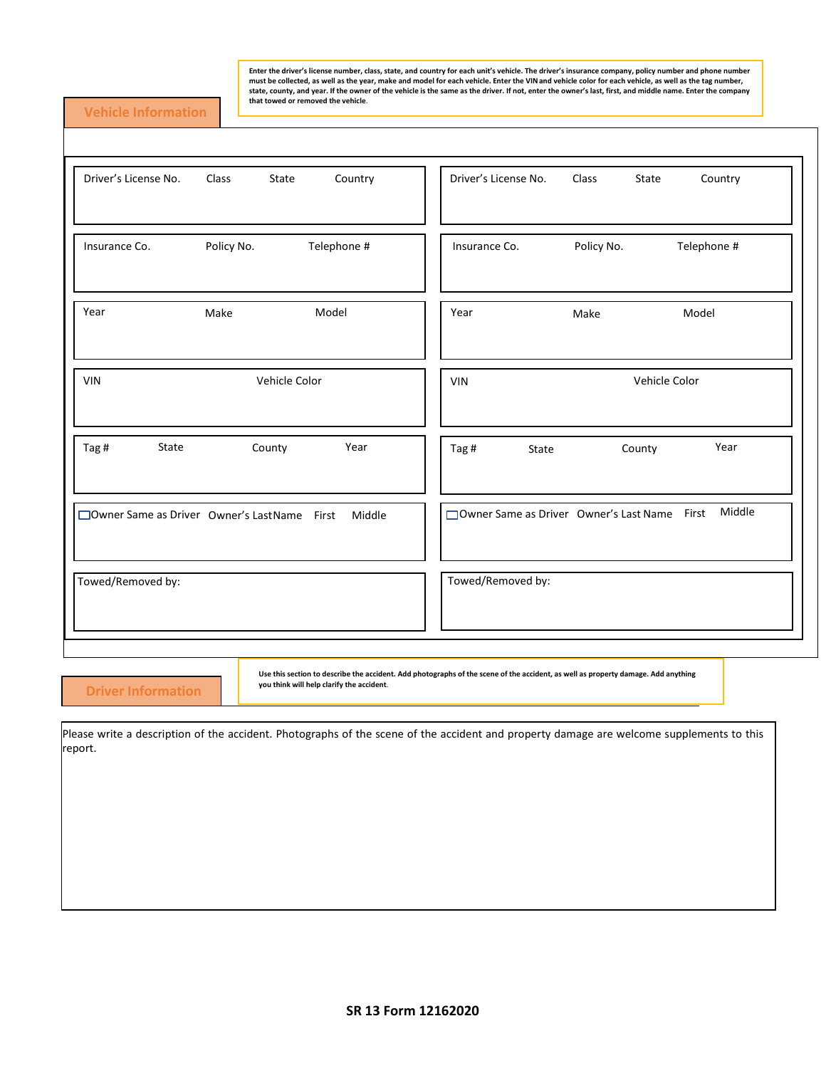## Vehicle Information

Enter the driver's license number, class, state, and country for each unit's vehicle. The driver's insurance company, policy number and phone number must be collected, as well as the year, make and model for each vehicle. Enter the VIN and vehicle color for each vehicle, as well as the tag number, state, county, and year. If the owner of the vehicle is the same as the driver. If not, enter the owner's last, first, and middle name. Enter the company that towed or removed the vehicle.

| | |
|---|---|
| Driver's License No. Class State Country | Driver's License No. Class State Country |
| Insurance Co. Policy No. Telephone # | Insurance Co. Policy No. Telephone # |
| Year Make Model | Year Make Model |
| VIN Vehicle Color | VIN Vehicle Color |
| Tag # State County Year | Tag # State County Year |
| ☐ Owner Same as Driver Owner's Last Name First Middle | ☐ Owner Same as Driver Owner's Last Name First Middle |
| Towed/Removed by: | Towed/Removed by: |

## Driver Information

Use this section to describe the accident. Add photographs of the scene of the accident, as well as property damage. Add anything you think will help clarify the accident.

Please write a description of the accident. Photographs of the scene of the accident and property damage are welcome supplements to this report.

**SR 13 Form 12162020**